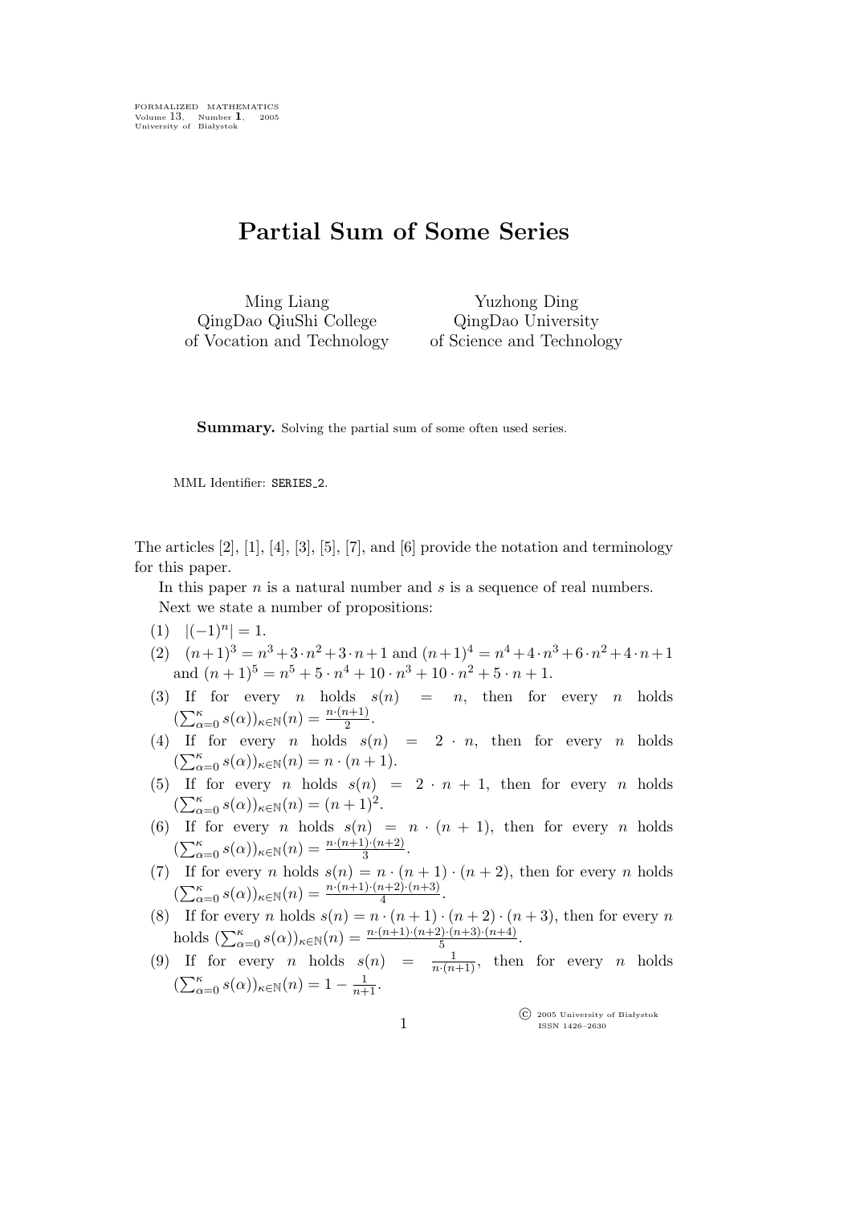# Partial Sum of Some Series

Ming Liang
QingDao QiuShi College
of Vocation and Technology

Yuzhong Ding
QingDao University
of Science and Technology

**Summary.** Solving the partial sum of some often used series.

MML Identifier: SERIES_2.

The articles [2], [1], [4], [3], [5], [7], and [6] provide the notation and terminology for this paper.

In this paper $n$ is a natural number and $s$ is a sequence of real numbers.

Next we state a number of propositions:

(1) $|(-1)^n| = 1$.

(2) $(n+1)^3 = n^3 + 3 \cdot n^2 + 3 \cdot n + 1$ and $(n+1)^4 = n^4 + 4 \cdot n^3 + 6 \cdot n^2 + 4 \cdot n + 1$ and $(n+1)^5 = n^5 + 5 \cdot n^4 + 10 \cdot n^3 + 10 \cdot n^2 + 5 \cdot n + 1$.

(3) If for every $n$ holds $s(n) = n$, then for every $n$ holds $(\sum_{\alpha=0}^{\kappa} s(\alpha))_{\kappa \in \mathbb{N}}(n) = \frac{n \cdot (n+1)}{2}$.

(4) If for every $n$ holds $s(n) = 2 \cdot n$, then for every $n$ holds $(\sum_{\alpha=0}^{\kappa} s(\alpha))_{\kappa \in \mathbb{N}}(n) = n \cdot (n+1)$.

(5) If for every $n$ holds $s(n) = 2 \cdot n + 1$, then for every $n$ holds $(\sum_{\alpha=0}^{\kappa} s(\alpha))_{\kappa \in \mathbb{N}}(n) = (n+1)^2$.

(6) If for every $n$ holds $s(n) = n \cdot (n+1)$, then for every $n$ holds $(\sum_{\alpha=0}^{\kappa} s(\alpha))_{\kappa \in \mathbb{N}}(n) = \frac{n \cdot (n+1) \cdot (n+2)}{3}$.

(7) If for every $n$ holds $s(n) = n \cdot (n+1) \cdot (n+2)$, then for every $n$ holds $(\sum_{\alpha=0}^{\kappa} s(\alpha))_{\kappa \in \mathbb{N}}(n) = \frac{n \cdot (n+1) \cdot (n+2) \cdot (n+3)}{4}$.

(8) If for every $n$ holds $s(n) = n \cdot (n+1) \cdot (n+2) \cdot (n+3)$, then for every $n$ holds $(\sum_{\alpha=0}^{\kappa} s(\alpha))_{\kappa \in \mathbb{N}}(n) = \frac{n \cdot (n+1) \cdot (n+2) \cdot (n+3) \cdot (n+4)}{5}$.

(9) If for every $n$ holds $s(n) = \frac{1}{n \cdot (n+1)}$, then for every $n$ holds $(\sum_{\alpha=0}^{\kappa} s(\alpha))_{\kappa \in \mathbb{N}}(n) = 1 - \frac{1}{n+1}$.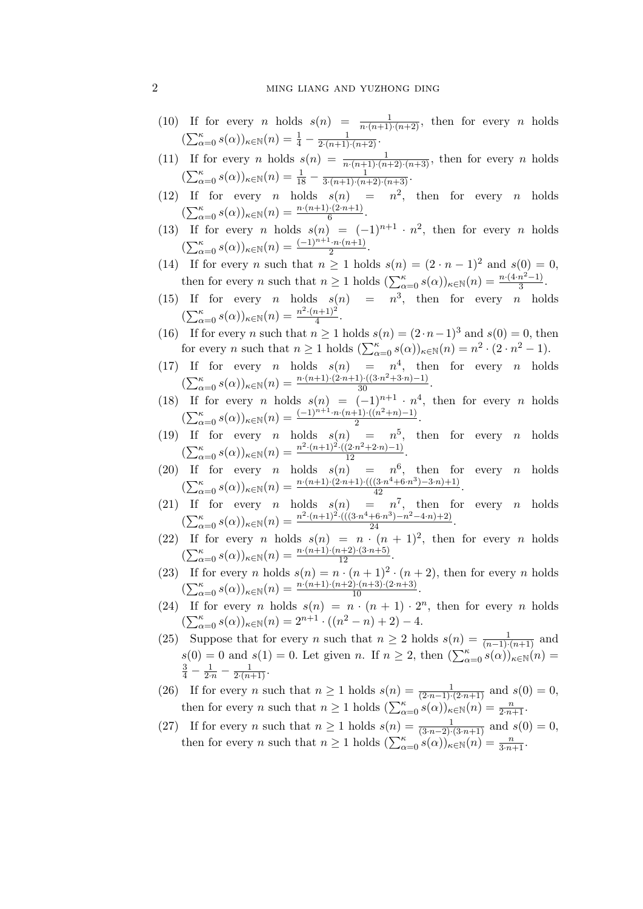(10) If for every $n$ holds $s(n) = \frac{1}{n \cdot (n+1) \cdot (n+2)}$, then for every $n$ holds $(\sum_{\alpha=0}^{\kappa} s(\alpha))_{\kappa \in \mathbb{N}}(n) = \frac{1}{4} - \frac{1}{2 \cdot (n+1) \cdot (n+2)}$.

(11) If for every $n$ holds $s(n) = \frac{1}{n \cdot (n+1) \cdot (n+2) \cdot (n+3)}$, then for every $n$ holds $(\sum_{\alpha=0}^{\kappa} s(\alpha))_{\kappa \in \mathbb{N}}(n) = \frac{1}{18} - \frac{1}{3 \cdot (n+1) \cdot (n+2) \cdot (n+3)}$.

(12) If for every $n$ holds $s(n) = n^2$, then for every $n$ holds $(\sum_{\alpha=0}^{\kappa} s(\alpha))_{\kappa \in \mathbb{N}}(n) = \frac{n \cdot (n+1) \cdot (2 \cdot n+1)}{6}$.

(13) If for every $n$ holds $s(n) = (-1)^{n+1} \cdot n^2$, then for every $n$ holds $(\sum_{\alpha=0}^{\kappa} s(\alpha))_{\kappa \in \mathbb{N}}(n) = \frac{(-1)^{n+1} \cdot n \cdot (n+1)}{2}$.

(14) If for every $n$ such that $n \geq 1$ holds $s(n) = (2 \cdot n - 1)^2$ and $s(0) = 0$, then for every $n$ such that $n \geq 1$ holds $(\sum_{\alpha=0}^{\kappa} s(\alpha))_{\kappa \in \mathbb{N}}(n) = \frac{n \cdot (4 \cdot n^2 - 1)}{3}$.

(15) If for every $n$ holds $s(n) = n^3$, then for every $n$ holds $(\sum_{\alpha=0}^{\kappa} s(\alpha))_{\kappa \in \mathbb{N}}(n) = \frac{n^2 \cdot (n+1)^2}{4}$.

(16) If for every $n$ such that $n \geq 1$ holds $s(n) = (2 \cdot n - 1)^3$ and $s(0) = 0$, then for every $n$ such that $n \geq 1$ holds $(\sum_{\alpha=0}^{\kappa} s(\alpha))_{\kappa \in \mathbb{N}}(n) = n^2 \cdot (2 \cdot n^2 - 1)$.

(17) If for every $n$ holds $s(n) = n^4$, then for every $n$ holds $(\sum_{\alpha=0}^{\kappa} s(\alpha))_{\kappa \in \mathbb{N}}(n) = \frac{n \cdot (n+1) \cdot (2 \cdot n+1) \cdot ((3 \cdot n^2 + 3 \cdot n) - 1)}{30}$.

(18) If for every $n$ holds $s(n) = (-1)^{n+1} \cdot n^4$, then for every $n$ holds $(\sum_{\alpha=0}^{\kappa} s(\alpha))_{\kappa \in \mathbb{N}}(n) = \frac{(-1)^{n+1} \cdot n \cdot (n+1) \cdot ((n^2 + n) - 1)}{2}$.

(19) If for every $n$ holds $s(n) = n^5$, then for every $n$ holds $(\sum_{\alpha=0}^{\kappa} s(\alpha))_{\kappa \in \mathbb{N}}(n) = \frac{n^2 \cdot (n+1)^2 \cdot ((2 \cdot n^2 + 2 \cdot n) - 1)}{12}$.

(20) If for every $n$ holds $s(n) = n^6$, then for every $n$ holds $(\sum_{\alpha=0}^{\kappa} s(\alpha))_{\kappa \in \mathbb{N}}(n) = \frac{n \cdot (n+1) \cdot (2 \cdot n+1) \cdot (((3 \cdot n^4 + 6 \cdot n^3) - 3 \cdot n) + 1)}{42}$.

(21) If for every $n$ holds $s(n) = n^7$, then for every $n$ holds $(\sum_{\alpha=0}^{\kappa} s(\alpha))_{\kappa \in \mathbb{N}}(n) = \frac{n^2 \cdot (n+1)^2 \cdot (((3 \cdot n^4 + 6 \cdot n^3) - n^2 - 4 \cdot n) + 2)}{24}$.

(22) If for every $n$ holds $s(n) = n \cdot (n+1)^2$, then for every $n$ holds $(\sum_{\alpha=0}^{\kappa} s(\alpha))_{\kappa \in \mathbb{N}}(n) = \frac{n \cdot (n+1) \cdot (n+2) \cdot (3 \cdot n+5)}{12}$.

(23) If for every $n$ holds $s(n) = n \cdot (n+1)^2 \cdot (n+2)$, then for every $n$ holds $(\sum_{\alpha=0}^{\kappa} s(\alpha))_{\kappa \in \mathbb{N}}(n) = \frac{n \cdot (n+1) \cdot (n+2) \cdot (n+3) \cdot (2 \cdot n+3)}{10}$.

(24) If for every $n$ holds $s(n) = n \cdot (n+1) \cdot 2^n$, then for every $n$ holds $(\sum_{\alpha=0}^{\kappa} s(\alpha))_{\kappa \in \mathbb{N}}(n) = 2^{n+1} \cdot ((n^2 - n) + 2) - 4$.

(25) Suppose that for every $n$ such that $n \geq 2$ holds $s(n) = \frac{1}{(n-1) \cdot (n+1)}$ and $s(0) = 0$ and $s(1) = 0$. Let given $n$. If $n \geq 2$, then $(\sum_{\alpha=0}^{\kappa} s(\alpha))_{\kappa \in \mathbb{N}}(n) = \frac{3}{4} - \frac{1}{2 \cdot n} - \frac{1}{2 \cdot (n+1)}$.

(26) If for every $n$ such that $n \geq 1$ holds $s(n) = \frac{1}{(2 \cdot n - 1) \cdot (2 \cdot n+1)}$ and $s(0) = 0$, then for every $n$ such that $n \geq 1$ holds $(\sum_{\alpha=0}^{\kappa} s(\alpha))_{\kappa \in \mathbb{N}}(n) = \frac{n}{2 \cdot n+1}$.

(27) If for every $n$ such that $n \geq 1$ holds $s(n) = \frac{1}{(3 \cdot n - 2) \cdot (3 \cdot n+1)}$ and $s(0) = 0$, then for every $n$ such that $n \geq 1$ holds $(\sum_{\alpha=0}^{\kappa} s(\alpha))_{\kappa \in \mathbb{N}}(n) = \frac{n}{3 \cdot n+1}$.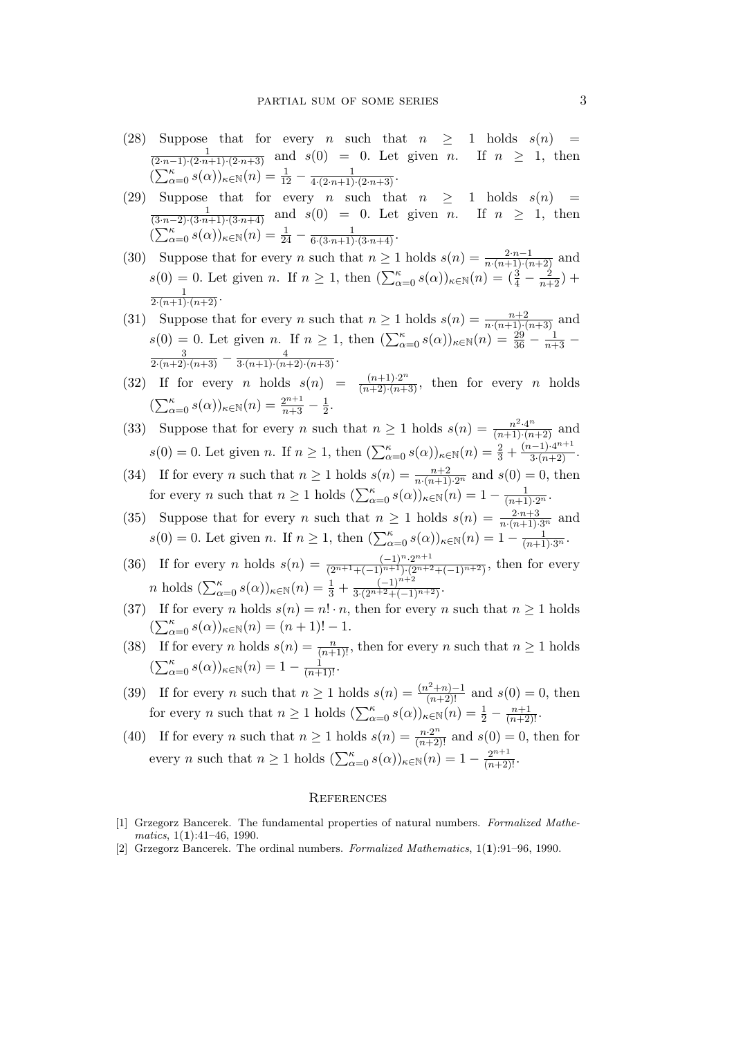(28) Suppose that for every $n$ such that $n \geq 1$ holds $s(n) = \frac{1}{(2 \cdot n-1) \cdot (2 \cdot n+1) \cdot (2 \cdot n+3)}$ and $s(0) = 0$. Let given $n$. If $n \geq 1$, then $(\sum_{\alpha=0}^{\kappa} s(\alpha))_{\kappa \in \mathbb{N}}(n) = \frac{1}{12} - \frac{1}{4 \cdot (2 \cdot n+1) \cdot (2 \cdot n+3)}$.

(29) Suppose that for every $n$ such that $n \geq 1$ holds $s(n) = \frac{1}{(3 \cdot n-2) \cdot (3 \cdot n+1) \cdot (3 \cdot n+4)}$ and $s(0) = 0$. Let given $n$. If $n \geq 1$, then $(\sum_{\alpha=0}^{\kappa} s(\alpha))_{\kappa \in \mathbb{N}}(n) = \frac{1}{24} - \frac{1}{6 \cdot (3 \cdot n+1) \cdot (3 \cdot n+4)}$.

(30) Suppose that for every $n$ such that $n \geq 1$ holds $s(n) = \frac{2 \cdot n-1}{n \cdot (n+1) \cdot (n+2)}$ and $s(0) = 0$. Let given $n$. If $n \geq 1$, then $(\sum_{\alpha=0}^{\kappa} s(\alpha))_{\kappa \in \mathbb{N}}(n) = (\frac{3}{4} - \frac{2}{n+2}) + \frac{1}{2 \cdot (n+1) \cdot (n+2)}$.

(31) Suppose that for every $n$ such that $n \geq 1$ holds $s(n) = \frac{n+2}{n \cdot (n+1) \cdot (n+3)}$ and $s(0) = 0$. Let given $n$. If $n \geq 1$, then $(\sum_{\alpha=0}^{\kappa} s(\alpha))_{\kappa \in \mathbb{N}}(n) = \frac{29}{36} - \frac{1}{n+3} - \frac{3}{2 \cdot (n+2) \cdot (n+3)} - \frac{4}{3 \cdot (n+1) \cdot (n+2) \cdot (n+3)}$.

(32) If for every $n$ holds $s(n) = \frac{(n+1) \cdot 2^n}{(n+2) \cdot (n+3)}$, then for every $n$ holds $(\sum_{\alpha=0}^{\kappa} s(\alpha))_{\kappa \in \mathbb{N}}(n) = \frac{2^{n+1}}{n+3} - \frac{1}{2}$.

(33) Suppose that for every $n$ such that $n \geq 1$ holds $s(n) = \frac{n^2 \cdot 4^n}{(n+1) \cdot (n+2)}$ and $s(0) = 0$. Let given $n$. If $n \geq 1$, then $(\sum_{\alpha=0}^{\kappa} s(\alpha))_{\kappa \in \mathbb{N}}(n) = \frac{2}{3} + \frac{(n-1) \cdot 4^{n+1}}{3 \cdot (n+2)}$.

(34) If for every $n$ such that $n \geq 1$ holds $s(n) = \frac{n+2}{n \cdot (n+1) \cdot 2^n}$ and $s(0) = 0$, then for every $n$ such that $n \geq 1$ holds $(\sum_{\alpha=0}^{\kappa} s(\alpha))_{\kappa \in \mathbb{N}}(n) = 1 - \frac{1}{(n+1) \cdot 2^n}$.

(35) Suppose that for every $n$ such that $n \geq 1$ holds $s(n) = \frac{2 \cdot n+3}{n \cdot (n+1) \cdot 3^n}$ and $s(0) = 0$. Let given $n$. If $n \geq 1$, then $(\sum_{\alpha=0}^{\kappa} s(\alpha))_{\kappa \in \mathbb{N}}(n) = 1 - \frac{1}{(n+1) \cdot 3^n}$.

(36) If for every $n$ holds $s(n) = \frac{(-1)^n \cdot 2^{n+1}}{(2^{n+1}+(-1)^{n+1}) \cdot (2^{n+2}+(-1)^{n+2})}$, then for every $n$ holds $(\sum_{\alpha=0}^{\kappa} s(\alpha))_{\kappa \in \mathbb{N}}(n) = \frac{1}{3} + \frac{(-1)^{n+2}}{3 \cdot (2^{n+2}+(-1)^{n+2})}$.

(37) If for every $n$ holds $s(n) = n! \cdot n$, then for every $n$ such that $n \geq 1$ holds $(\sum_{\alpha=0}^{\kappa} s(\alpha))_{\kappa \in \mathbb{N}}(n) = (n+1)! - 1$.

(38) If for every $n$ holds $s(n) = \frac{n}{(n+1)!}$, then for every $n$ such that $n \geq 1$ holds $(\sum_{\alpha=0}^{\kappa} s(\alpha))_{\kappa \in \mathbb{N}}(n) = 1 - \frac{1}{(n+1)!}$.

(39) If for every $n$ such that $n \geq 1$ holds $s(n) = \frac{(n^2+n)-1}{(n+2)!}$ and $s(0) = 0$, then for every $n$ such that $n \geq 1$ holds $(\sum_{\alpha=0}^{\kappa} s(\alpha))_{\kappa \in \mathbb{N}}(n) = \frac{1}{2} - \frac{n+1}{(n+2)!}$.

(40) If for every $n$ such that $n \geq 1$ holds $s(n) = \frac{n \cdot 2^n}{(n+2)!}$ and $s(0) = 0$, then for every $n$ such that $n \geq 1$ holds $(\sum_{\alpha=0}^{\kappa} s(\alpha))_{\kappa \in \mathbb{N}}(n) = 1 - \frac{2^{n+1}}{(n+2)!}$.

## References

[1] Grzegorz Bancerek. The fundamental properties of natural numbers. *Formalized Mathematics*, 1(**1**):41–46, 1990.

[2] Grzegorz Bancerek. The ordinal numbers. *Formalized Mathematics*, 1(**1**):91–96, 1990.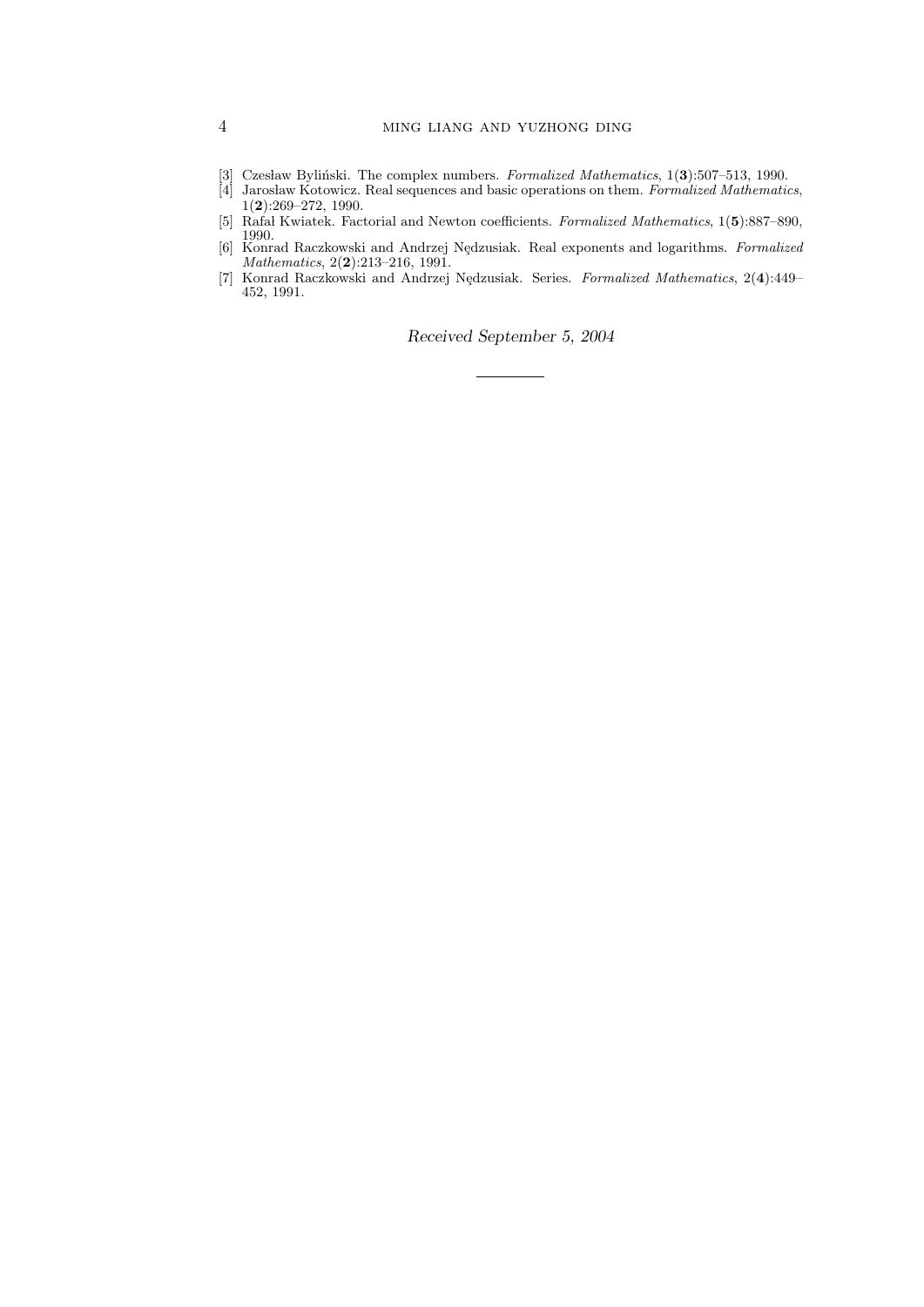[3] Czesław Byliński. The complex numbers. *Formalized Mathematics*, 1(**3**):507–513, 1990.

[4] Jarosław Kotowicz. Real sequences and basic operations on them. *Formalized Mathematics*, 1(**2**):269–272, 1990.

[5] Rafał Kwiatek. Factorial and Newton coefficients. *Formalized Mathematics*, 1(**5**):887–890, 1990.

[6] Konrad Raczkowski and Andrzej Nędzusiak. Real exponents and logarithms. *Formalized Mathematics*, 2(**2**):213–216, 1991.

[7] Konrad Raczkowski and Andrzej Nędzusiak. Series. *Formalized Mathematics*, 2(**4**):449–452, 1991.

*Received September 5, 2004*